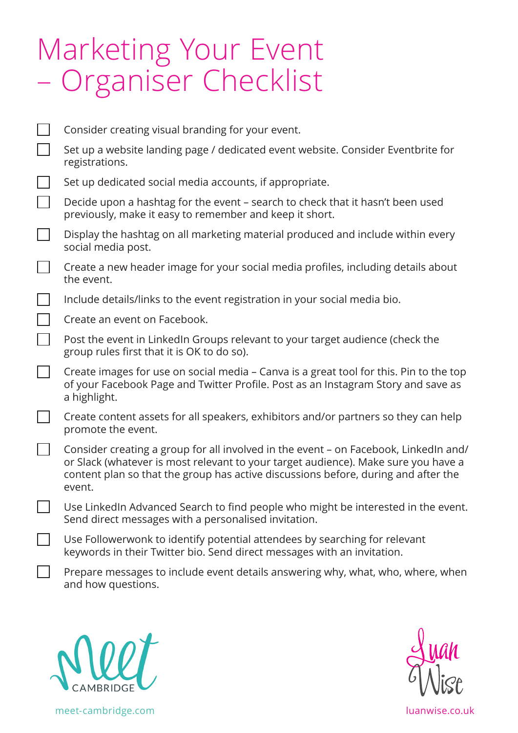# Marketing Your Event – Organiser Checklist

- [ ] Consider creating visual branding for your event.
- [ ] Set up a website landing page / dedicated event website. Consider Eventbrite for registrations.
- [ ] Set up dedicated social media accounts, if appropriate.
- [ ] Decide upon a hashtag for the event – search to check that it hasn't been used previously, make it easy to remember and keep it short.
- [ ] Display the hashtag on all marketing material produced and include within every social media post.
- [ ] Create a new header image for your social media profiles, including details about the event.
- [ ] Include details/links to the event registration in your social media bio.
- [ ] Create an event on Facebook.
- [ ] Post the event in LinkedIn Groups relevant to your target audience (check the group rules first that it is OK to do so).
- [ ] Create images for use on social media – Canva is a great tool for this. Pin to the top of your Facebook Page and Twitter Profile. Post as an Instagram Story and save as a highlight.
- [ ] Create content assets for all speakers, exhibitors and/or partners so they can help promote the event.
- [ ] Consider creating a group for all involved in the event – on Facebook, LinkedIn and/or Slack (whatever is most relevant to your target audience). Make sure you have a content plan so that the group has active discussions before, during and after the event.
- [ ] Use LinkedIn Advanced Search to find people who might be interested in the event. Send direct messages with a personalised invitation.
- [ ] Use Followerwonk to identify potential attendees by searching for relevant keywords in their Twitter bio. Send direct messages with an invitation.
- [ ] Prepare messages to include event details answering why, what, who, where, when and how questions.

Meet CAMBRIDGE

meet-cambridge.com

Luan Wise

luanwise.co.uk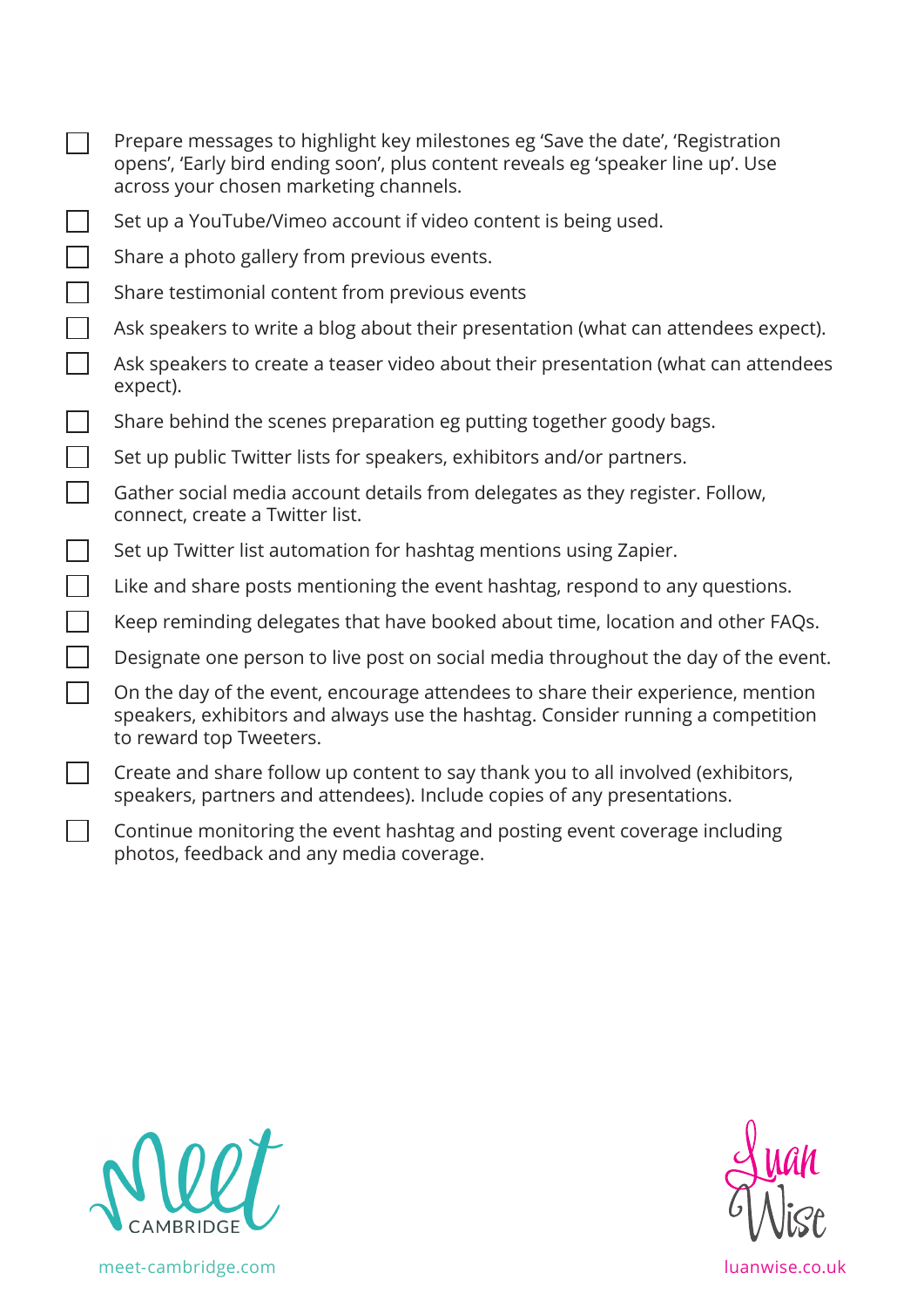- [ ] Prepare messages to highlight key milestones eg 'Save the date', 'Registration opens', 'Early bird ending soon', plus content reveals eg 'speaker line up'. Use across your chosen marketing channels.
- [ ] Set up a YouTube/Vimeo account if video content is being used.
- [ ] Share a photo gallery from previous events.
- [ ] Share testimonial content from previous events
- [ ] Ask speakers to write a blog about their presentation (what can attendees expect).
- [ ] Ask speakers to create a teaser video about their presentation (what can attendees expect).
- [ ] Share behind the scenes preparation eg putting together goody bags.
- [ ] Set up public Twitter lists for speakers, exhibitors and/or partners.
- [ ] Gather social media account details from delegates as they register. Follow, connect, create a Twitter list.
- [ ] Set up Twitter list automation for hashtag mentions using Zapier.
- [ ] Like and share posts mentioning the event hashtag, respond to any questions.
- [ ] Keep reminding delegates that have booked about time, location and other FAQs.
- [ ] Designate one person to live post on social media throughout the day of the event.
- [ ] On the day of the event, encourage attendees to share their experience, mention speakers, exhibitors and always use the hashtag. Consider running a competition to reward top Tweeters.
- [ ] Create and share follow up content to say thank you to all involved (exhibitors, speakers, partners and attendees). Include copies of any presentations.
- [ ] Continue monitoring the event hashtag and posting event coverage including photos, feedback and any media coverage.

Meet CAMBRIDGE
meet-cambridge.com

Luan Wise
luanwise.co.uk